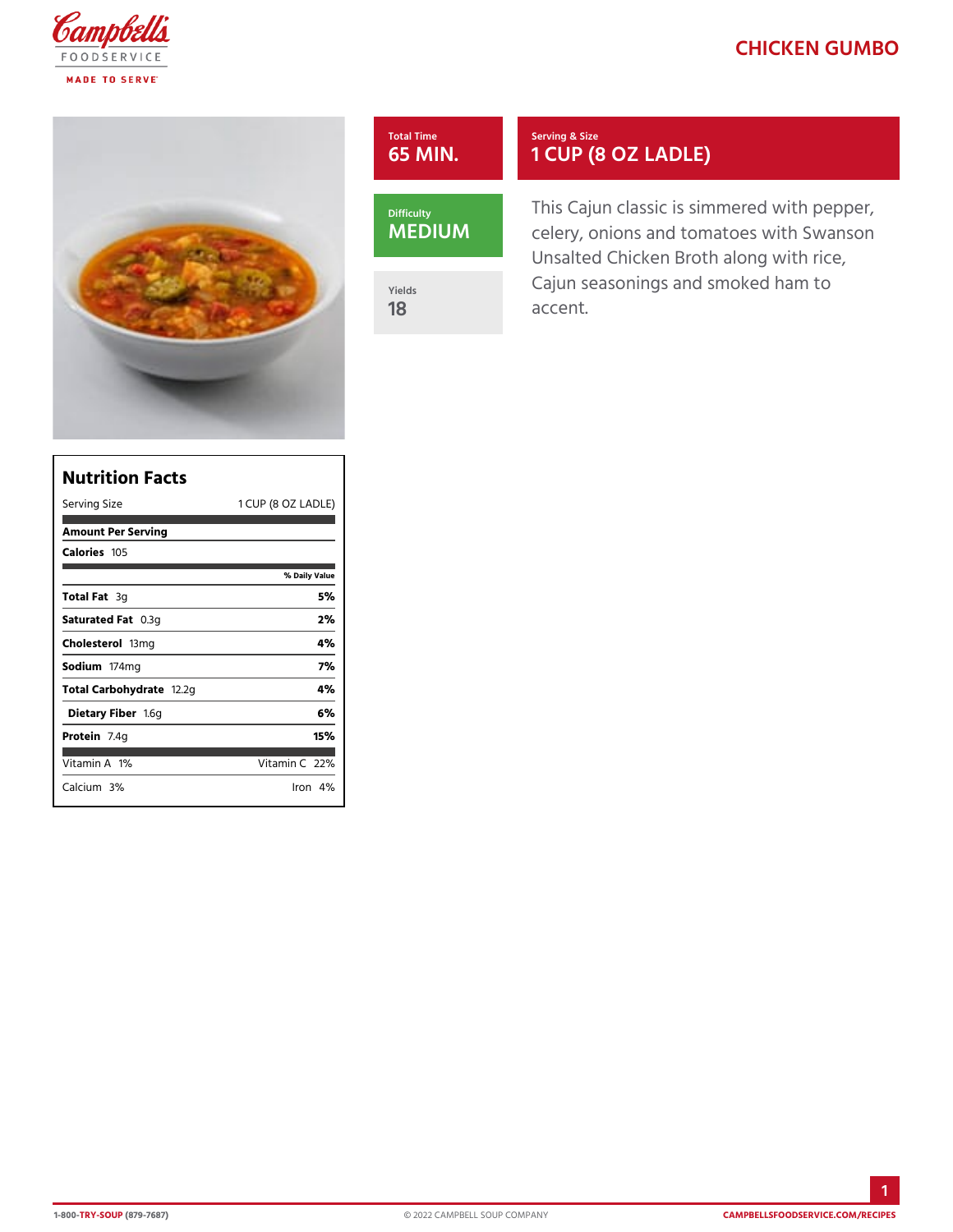# CHICKEN GUMBO

**Total Time**
65 MIN.

**Serving & Size**
1 CUP (8 OZ LADLE)

**Difficulty**
MEDIUM

**Yields**
18

This Cajun classic is simmered with pepper, celery, onions and tomatoes with Swanson Unsalted Chicken Broth along with rice, Cajun seasonings and smoked ham to accent.

## Nutrition Facts

| Serving Size | 1 CUP (8 OZ LADLE) |
| --- | --- |
| **Amount Per Serving** | |
| **Calories** 105 | |
| | **% Daily Value** |
| **Total Fat** 3g | **5%** |
| **Saturated Fat** 0.3g | **2%** |
| **Cholesterol** 13mg | **4%** |
| **Sodium** 174mg | **7%** |
| **Total Carbohydrate** 12.2g | **4%** |
| **Dietary Fiber** 1.6g | **6%** |
| **Protein** 7.4g | **15%** |
| Vitamin A 1% | Vitamin C 22% |
| Calcium 3% | Iron 4% |

1-800-TRY-SOUP (879-7687) © 2022 CAMPBELL SOUP COMPANY CAMPBELLSFOODSERVICE.COM/RECIPES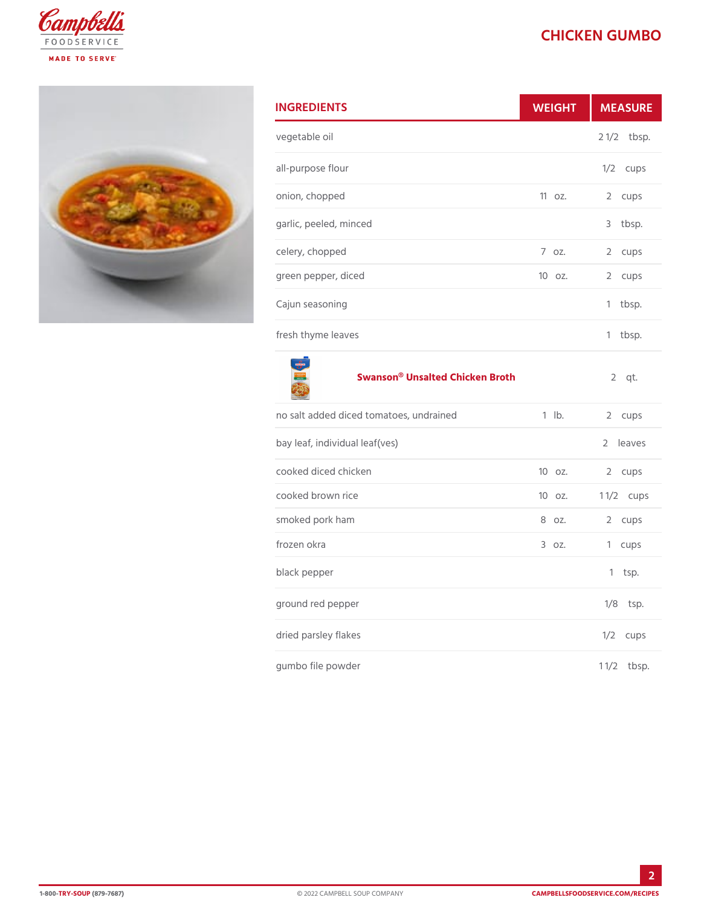# CHICKEN GUMBO

| INGREDIENTS | WEIGHT | MEASURE |
|---|---|---|
| vegetable oil | | 2 1/2 tbsp. |
| all-purpose flour | | 1/2 cups |
| onion, chopped | 11 oz. | 2 cups |
| garlic, peeled, minced | | 3 tbsp. |
| celery, chopped | 7 oz. | 2 cups |
| green pepper, diced | 10 oz. | 2 cups |
| Cajun seasoning | | 1 tbsp. |
| fresh thyme leaves | | 1 tbsp. |
| **Swanson® Unsalted Chicken Broth** | | 2 qt. |
| no salt added diced tomatoes, undrained | 1 lb. | 2 cups |
| bay leaf, individual leaf(ves) | | 2 leaves |
| cooked diced chicken | 10 oz. | 2 cups |
| cooked brown rice | 10 oz. | 1 1/2 cups |
| smoked pork ham | 8 oz. | 2 cups |
| frozen okra | 3 oz. | 1 cups |
| black pepper | | 1 tsp. |
| ground red pepper | | 1/8 tsp. |
| dried parsley flakes | | 1/2 cups |
| gumbo file powder | | 1 1/2 tbsp. |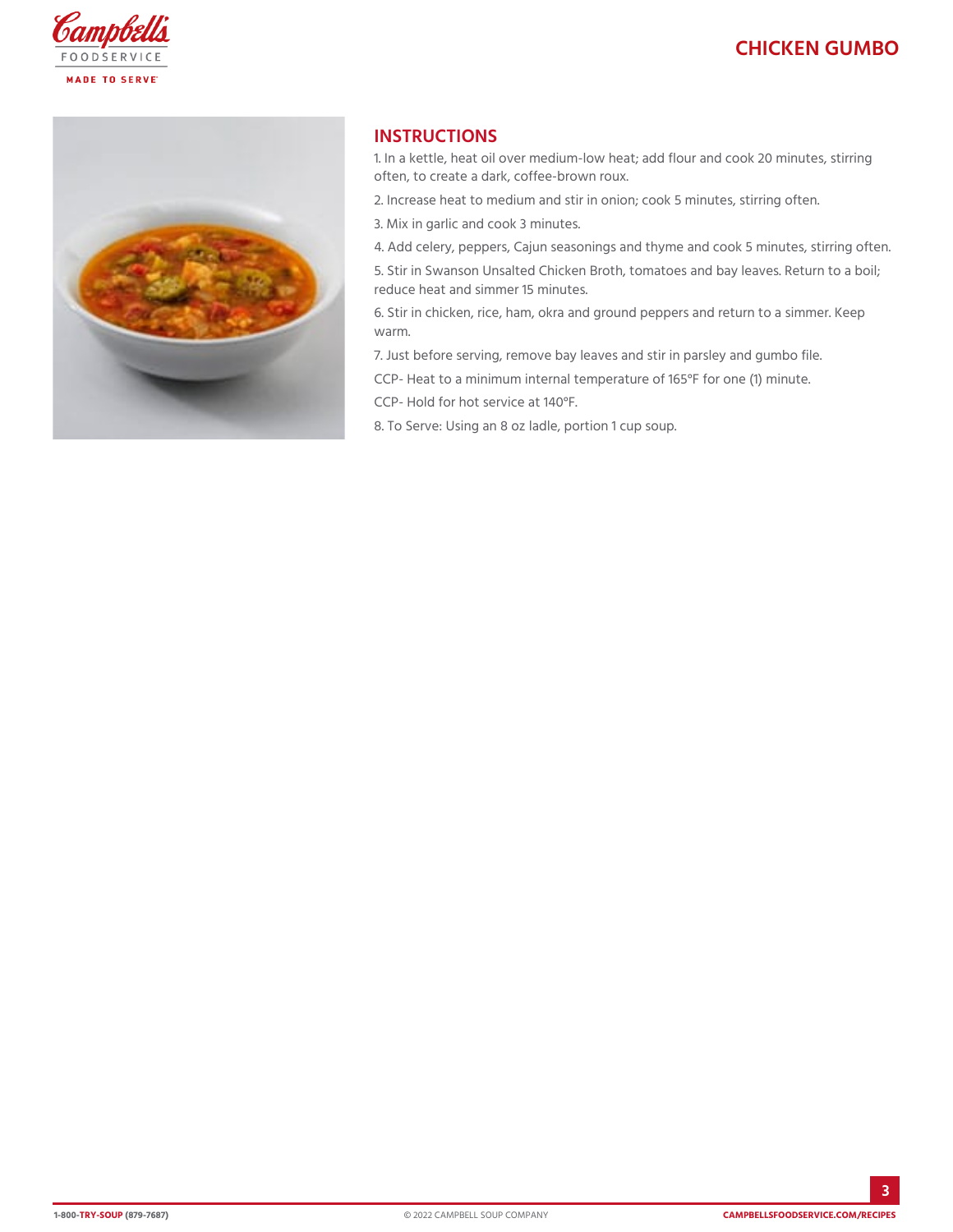# CHICKEN GUMBO

## INSTRUCTIONS

1. In a kettle, heat oil over medium-low heat; add flour and cook 20 minutes, stirring often, to create a dark, coffee-brown roux.
2. Increase heat to medium and stir in onion; cook 5 minutes, stirring often.
3. Mix in garlic and cook 3 minutes.
4. Add celery, peppers, Cajun seasonings and thyme and cook 5 minutes, stirring often.
5. Stir in Swanson Unsalted Chicken Broth, tomatoes and bay leaves. Return to a boil; reduce heat and simmer 15 minutes.
6. Stir in chicken, rice, ham, okra and ground peppers and return to a simmer. Keep warm.
7. Just before serving, remove bay leaves and stir in parsley and gumbo file.

CCP- Heat to a minimum internal temperature of 165°F for one (1) minute.

CCP- Hold for hot service at 140°F.

8. To Serve: Using an 8 oz ladle, portion 1 cup soup.